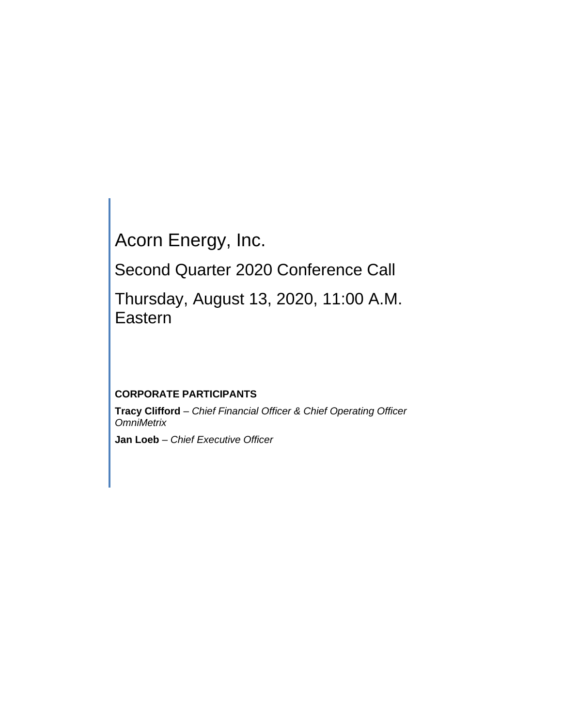# Acorn Energy, Inc.

## Second Quarter 2020 Conference Call

## Thursday, August 13, 2020, 11:00 A.M. Eastern

**CORPORATE PARTICIPANTS**

**Tracy Clifford** – *Chief Financial Officer & Chief Operating Officer OmniMetrix*

**Jan Loeb** – *Chief Executive Officer*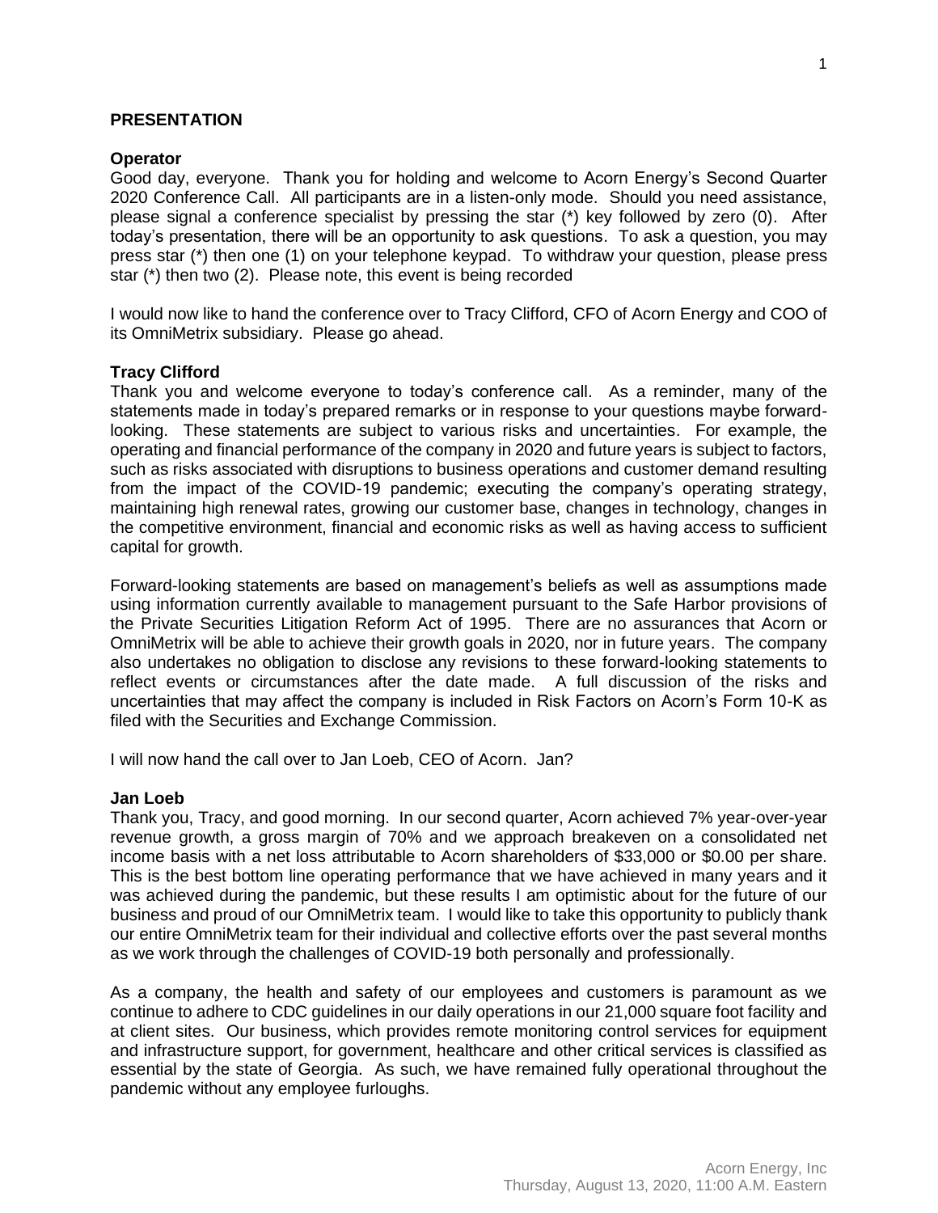## PRESENTATION

**Operator**

Good day, everyone. Thank you for holding and welcome to Acorn Energy's Second Quarter 2020 Conference Call. All participants are in a listen-only mode. Should you need assistance, please signal a conference specialist by pressing the star (*) key followed by zero (0). After today's presentation, there will be an opportunity to ask questions. To ask a question, you may press star (*) then one (1) on your telephone keypad. To withdraw your question, please press star (*) then two (2). Please note, this event is being recorded

I would now like to hand the conference over to Tracy Clifford, CFO of Acorn Energy and COO of its OmniMetrix subsidiary. Please go ahead.

**Tracy Clifford**

Thank you and welcome everyone to today's conference call. As a reminder, many of the statements made in today's prepared remarks or in response to your questions maybe forward-looking. These statements are subject to various risks and uncertainties. For example, the operating and financial performance of the company in 2020 and future years is subject to factors, such as risks associated with disruptions to business operations and customer demand resulting from the impact of the COVID-19 pandemic; executing the company's operating strategy, maintaining high renewal rates, growing our customer base, changes in technology, changes in the competitive environment, financial and economic risks as well as having access to sufficient capital for growth.

Forward-looking statements are based on management's beliefs as well as assumptions made using information currently available to management pursuant to the Safe Harbor provisions of the Private Securities Litigation Reform Act of 1995. There are no assurances that Acorn or OmniMetrix will be able to achieve their growth goals in 2020, nor in future years. The company also undertakes no obligation to disclose any revisions to these forward-looking statements to reflect events or circumstances after the date made. A full discussion of the risks and uncertainties that may affect the company is included in Risk Factors on Acorn's Form 10-K as filed with the Securities and Exchange Commission.

I will now hand the call over to Jan Loeb, CEO of Acorn. Jan?

**Jan Loeb**

Thank you, Tracy, and good morning. In our second quarter, Acorn achieved 7% year-over-year revenue growth, a gross margin of 70% and we approach breakeven on a consolidated net income basis with a net loss attributable to Acorn shareholders of $33,000 or $0.00 per share. This is the best bottom line operating performance that we have achieved in many years and it was achieved during the pandemic, but these results I am optimistic about for the future of our business and proud of our OmniMetrix team. I would like to take this opportunity to publicly thank our entire OmniMetrix team for their individual and collective efforts over the past several months as we work through the challenges of COVID-19 both personally and professionally.

As a company, the health and safety of our employees and customers is paramount as we continue to adhere to CDC guidelines in our daily operations in our 21,000 square foot facility and at client sites. Our business, which provides remote monitoring control services for equipment and infrastructure support, for government, healthcare and other critical services is classified as essential by the state of Georgia. As such, we have remained fully operational throughout the pandemic without any employee furloughs.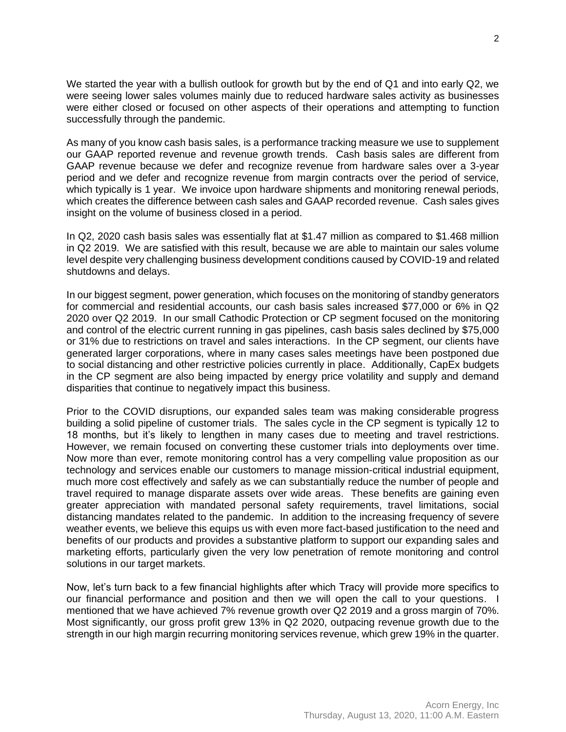We started the year with a bullish outlook for growth but by the end of Q1 and into early Q2, we were seeing lower sales volumes mainly due to reduced hardware sales activity as businesses were either closed or focused on other aspects of their operations and attempting to function successfully through the pandemic.

As many of you know cash basis sales, is a performance tracking measure we use to supplement our GAAP reported revenue and revenue growth trends. Cash basis sales are different from GAAP revenue because we defer and recognize revenue from hardware sales over a 3-year period and we defer and recognize revenue from margin contracts over the period of service, which typically is 1 year. We invoice upon hardware shipments and monitoring renewal periods, which creates the difference between cash sales and GAAP recorded revenue. Cash sales gives insight on the volume of business closed in a period.

In Q2, 2020 cash basis sales was essentially flat at $1.47 million as compared to $1.468 million in Q2 2019. We are satisfied with this result, because we are able to maintain our sales volume level despite very challenging business development conditions caused by COVID-19 and related shutdowns and delays.

In our biggest segment, power generation, which focuses on the monitoring of standby generators for commercial and residential accounts, our cash basis sales increased $77,000 or 6% in Q2 2020 over Q2 2019. In our small Cathodic Protection or CP segment focused on the monitoring and control of the electric current running in gas pipelines, cash basis sales declined by $75,000 or 31% due to restrictions on travel and sales interactions. In the CP segment, our clients have generated larger corporations, where in many cases sales meetings have been postponed due to social distancing and other restrictive policies currently in place. Additionally, CapEx budgets in the CP segment are also being impacted by energy price volatility and supply and demand disparities that continue to negatively impact this business.

Prior to the COVID disruptions, our expanded sales team was making considerable progress building a solid pipeline of customer trials. The sales cycle in the CP segment is typically 12 to 18 months, but it's likely to lengthen in many cases due to meeting and travel restrictions. However, we remain focused on converting these customer trials into deployments over time. Now more than ever, remote monitoring control has a very compelling value proposition as our technology and services enable our customers to manage mission-critical industrial equipment, much more cost effectively and safely as we can substantially reduce the number of people and travel required to manage disparate assets over wide areas. These benefits are gaining even greater appreciation with mandated personal safety requirements, travel limitations, social distancing mandates related to the pandemic. In addition to the increasing frequency of severe weather events, we believe this equips us with even more fact-based justification to the need and benefits of our products and provides a substantive platform to support our expanding sales and marketing efforts, particularly given the very low penetration of remote monitoring and control solutions in our target markets.

Now, let's turn back to a few financial highlights after which Tracy will provide more specifics to our financial performance and position and then we will open the call to your questions. I mentioned that we have achieved 7% revenue growth over Q2 2019 and a gross margin of 70%. Most significantly, our gross profit grew 13% in Q2 2020, outpacing revenue growth due to the strength in our high margin recurring monitoring services revenue, which grew 19% in the quarter.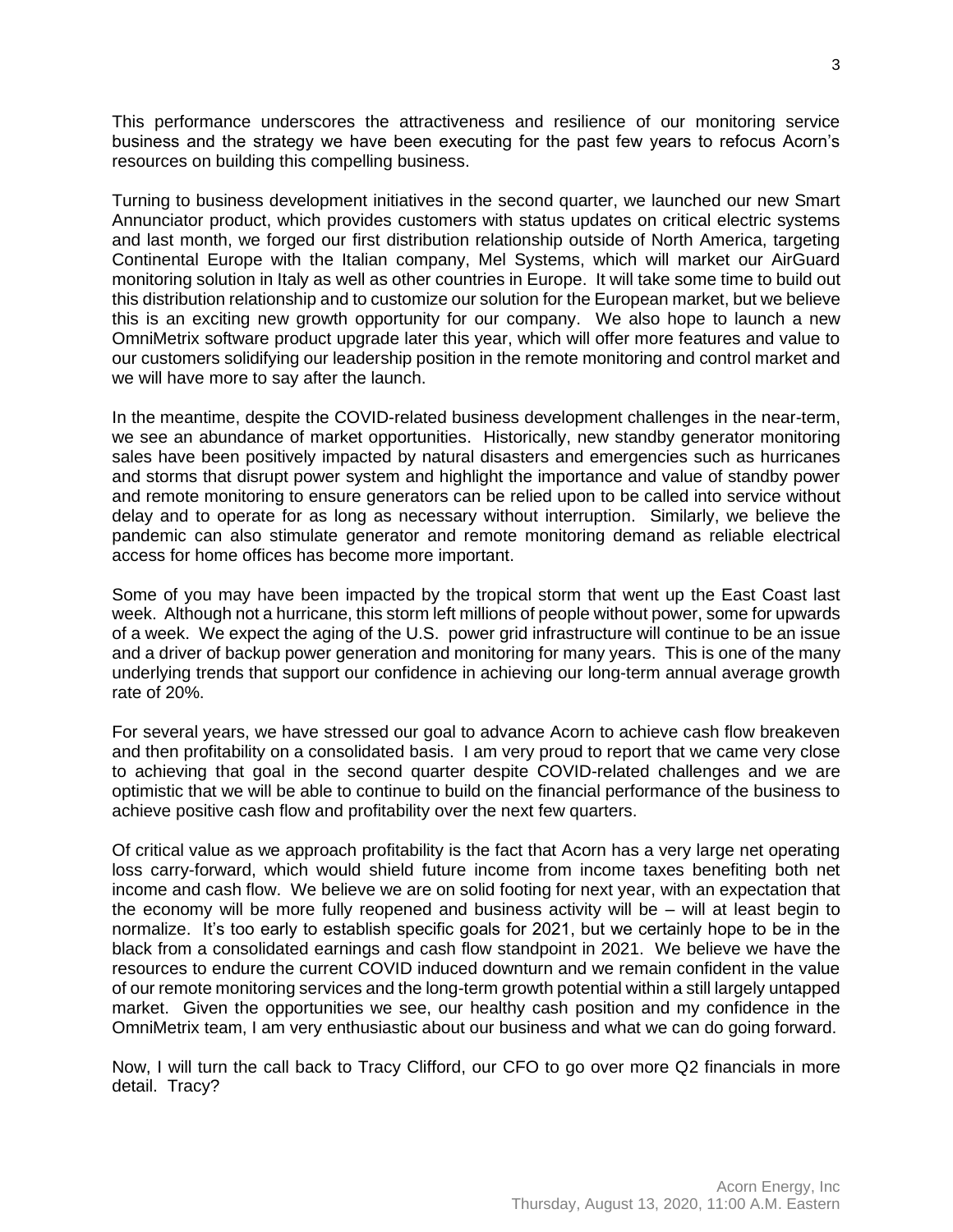This performance underscores the attractiveness and resilience of our monitoring service business and the strategy we have been executing for the past few years to refocus Acorn's resources on building this compelling business.

Turning to business development initiatives in the second quarter, we launched our new Smart Annunciator product, which provides customers with status updates on critical electric systems and last month, we forged our first distribution relationship outside of North America, targeting Continental Europe with the Italian company, Mel Systems, which will market our AirGuard monitoring solution in Italy as well as other countries in Europe. It will take some time to build out this distribution relationship and to customize our solution for the European market, but we believe this is an exciting new growth opportunity for our company. We also hope to launch a new OmniMetrix software product upgrade later this year, which will offer more features and value to our customers solidifying our leadership position in the remote monitoring and control market and we will have more to say after the launch.

In the meantime, despite the COVID-related business development challenges in the near-term, we see an abundance of market opportunities. Historically, new standby generator monitoring sales have been positively impacted by natural disasters and emergencies such as hurricanes and storms that disrupt power system and highlight the importance and value of standby power and remote monitoring to ensure generators can be relied upon to be called into service without delay and to operate for as long as necessary without interruption. Similarly, we believe the pandemic can also stimulate generator and remote monitoring demand as reliable electrical access for home offices has become more important.

Some of you may have been impacted by the tropical storm that went up the East Coast last week. Although not a hurricane, this storm left millions of people without power, some for upwards of a week. We expect the aging of the U.S. power grid infrastructure will continue to be an issue and a driver of backup power generation and monitoring for many years. This is one of the many underlying trends that support our confidence in achieving our long-term annual average growth rate of 20%.

For several years, we have stressed our goal to advance Acorn to achieve cash flow breakeven and then profitability on a consolidated basis. I am very proud to report that we came very close to achieving that goal in the second quarter despite COVID-related challenges and we are optimistic that we will be able to continue to build on the financial performance of the business to achieve positive cash flow and profitability over the next few quarters.

Of critical value as we approach profitability is the fact that Acorn has a very large net operating loss carry-forward, which would shield future income from income taxes benefiting both net income and cash flow. We believe we are on solid footing for next year, with an expectation that the economy will be more fully reopened and business activity will be – will at least begin to normalize. It's too early to establish specific goals for 2021, but we certainly hope to be in the black from a consolidated earnings and cash flow standpoint in 2021. We believe we have the resources to endure the current COVID induced downturn and we remain confident in the value of our remote monitoring services and the long-term growth potential within a still largely untapped market. Given the opportunities we see, our healthy cash position and my confidence in the OmniMetrix team, I am very enthusiastic about our business and what we can do going forward.

Now, I will turn the call back to Tracy Clifford, our CFO to go over more Q2 financials in more detail. Tracy?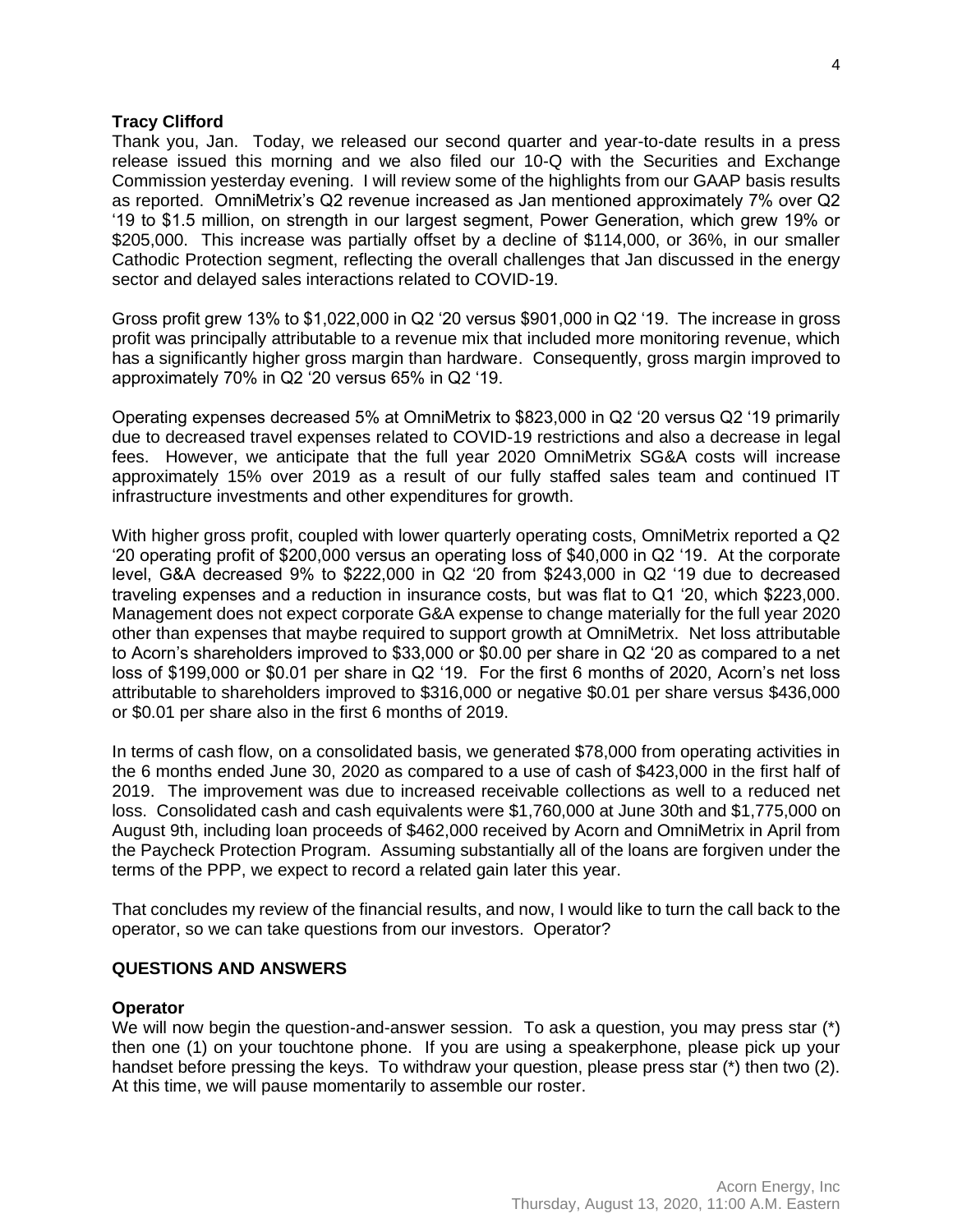**Tracy Clifford**
Thank you, Jan. Today, we released our second quarter and year-to-date results in a press release issued this morning and we also filed our 10-Q with the Securities and Exchange Commission yesterday evening. I will review some of the highlights from our GAAP basis results as reported. OmniMetrix's Q2 revenue increased as Jan mentioned approximately 7% over Q2 '19 to $1.5 million, on strength in our largest segment, Power Generation, which grew 19% or $205,000. This increase was partially offset by a decline of $114,000, or 36%, in our smaller Cathodic Protection segment, reflecting the overall challenges that Jan discussed in the energy sector and delayed sales interactions related to COVID-19.

Gross profit grew 13% to $1,022,000 in Q2 '20 versus $901,000 in Q2 '19. The increase in gross profit was principally attributable to a revenue mix that included more monitoring revenue, which has a significantly higher gross margin than hardware. Consequently, gross margin improved to approximately 70% in Q2 '20 versus 65% in Q2 '19.

Operating expenses decreased 5% at OmniMetrix to $823,000 in Q2 '20 versus Q2 '19 primarily due to decreased travel expenses related to COVID-19 restrictions and also a decrease in legal fees. However, we anticipate that the full year 2020 OmniMetrix SG&A costs will increase approximately 15% over 2019 as a result of our fully staffed sales team and continued IT infrastructure investments and other expenditures for growth.

With higher gross profit, coupled with lower quarterly operating costs, OmniMetrix reported a Q2 '20 operating profit of $200,000 versus an operating loss of $40,000 in Q2 '19. At the corporate level, G&A decreased 9% to $222,000 in Q2 '20 from $243,000 in Q2 '19 due to decreased traveling expenses and a reduction in insurance costs, but was flat to Q1 '20, which $223,000. Management does not expect corporate G&A expense to change materially for the full year 2020 other than expenses that maybe required to support growth at OmniMetrix. Net loss attributable to Acorn's shareholders improved to $33,000 or $0.00 per share in Q2 '20 as compared to a net loss of $199,000 or $0.01 per share in Q2 '19. For the first 6 months of 2020, Acorn's net loss attributable to shareholders improved to $316,000 or negative $0.01 per share versus $436,000 or $0.01 per share also in the first 6 months of 2019.

In terms of cash flow, on a consolidated basis, we generated $78,000 from operating activities in the 6 months ended June 30, 2020 as compared to a use of cash of $423,000 in the first half of 2019. The improvement was due to increased receivable collections as well to a reduced net loss. Consolidated cash and cash equivalents were $1,760,000 at June 30th and $1,775,000 on August 9th, including loan proceeds of $462,000 received by Acorn and OmniMetrix in April from the Paycheck Protection Program. Assuming substantially all of the loans are forgiven under the terms of the PPP, we expect to record a related gain later this year.

That concludes my review of the financial results, and now, I would like to turn the call back to the operator, so we can take questions from our investors. Operator?

**QUESTIONS AND ANSWERS**

**Operator**
We will now begin the question-and-answer session. To ask a question, you may press star (*) then one (1) on your touchtone phone. If you are using a speakerphone, please pick up your handset before pressing the keys. To withdraw your question, please press star (*) then two (2). At this time, we will pause momentarily to assemble our roster.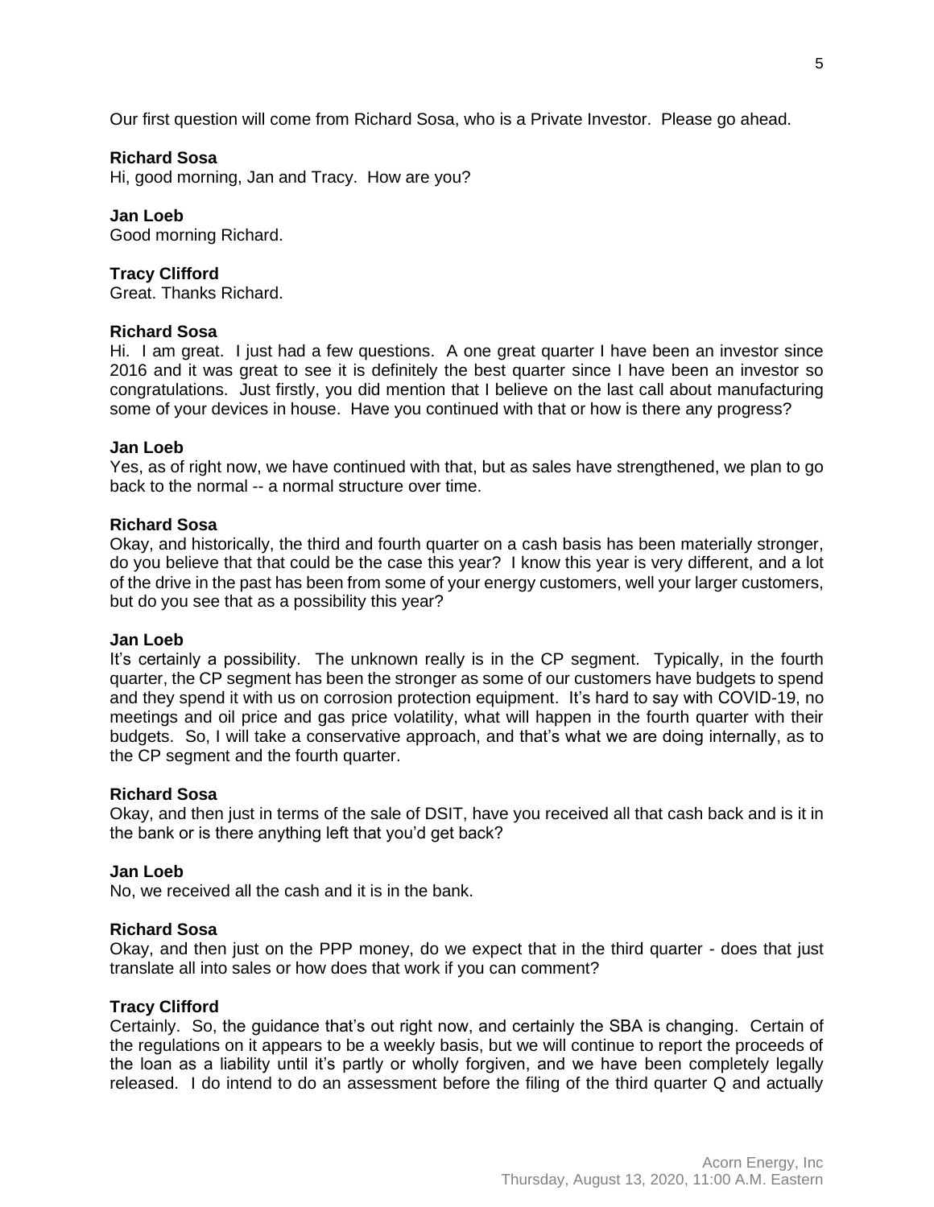Our first question will come from Richard Sosa, who is a Private Investor. Please go ahead.

**Richard Sosa**
Hi, good morning, Jan and Tracy. How are you?

**Jan Loeb**
Good morning Richard.

**Tracy Clifford**
Great. Thanks Richard.

**Richard Sosa**
Hi. I am great. I just had a few questions. A one great quarter I have been an investor since 2016 and it was great to see it is definitely the best quarter since I have been an investor so congratulations. Just firstly, you did mention that I believe on the last call about manufacturing some of your devices in house. Have you continued with that or how is there any progress?

**Jan Loeb**
Yes, as of right now, we have continued with that, but as sales have strengthened, we plan to go back to the normal -- a normal structure over time.

**Richard Sosa**
Okay, and historically, the third and fourth quarter on a cash basis has been materially stronger, do you believe that that could be the case this year? I know this year is very different, and a lot of the drive in the past has been from some of your energy customers, well your larger customers, but do you see that as a possibility this year?

**Jan Loeb**
It's certainly a possibility. The unknown really is in the CP segment. Typically, in the fourth quarter, the CP segment has been the stronger as some of our customers have budgets to spend and they spend it with us on corrosion protection equipment. It's hard to say with COVID-19, no meetings and oil price and gas price volatility, what will happen in the fourth quarter with their budgets. So, I will take a conservative approach, and that's what we are doing internally, as to the CP segment and the fourth quarter.

**Richard Sosa**
Okay, and then just in terms of the sale of DSIT, have you received all that cash back and is it in the bank or is there anything left that you'd get back?

**Jan Loeb**
No, we received all the cash and it is in the bank.

**Richard Sosa**
Okay, and then just on the PPP money, do we expect that in the third quarter - does that just translate all into sales or how does that work if you can comment?

**Tracy Clifford**
Certainly. So, the guidance that's out right now, and certainly the SBA is changing. Certain of the regulations on it appears to be a weekly basis, but we will continue to report the proceeds of the loan as a liability until it's partly or wholly forgiven, and we have been completely legally released. I do intend to do an assessment before the filing of the third quarter Q and actually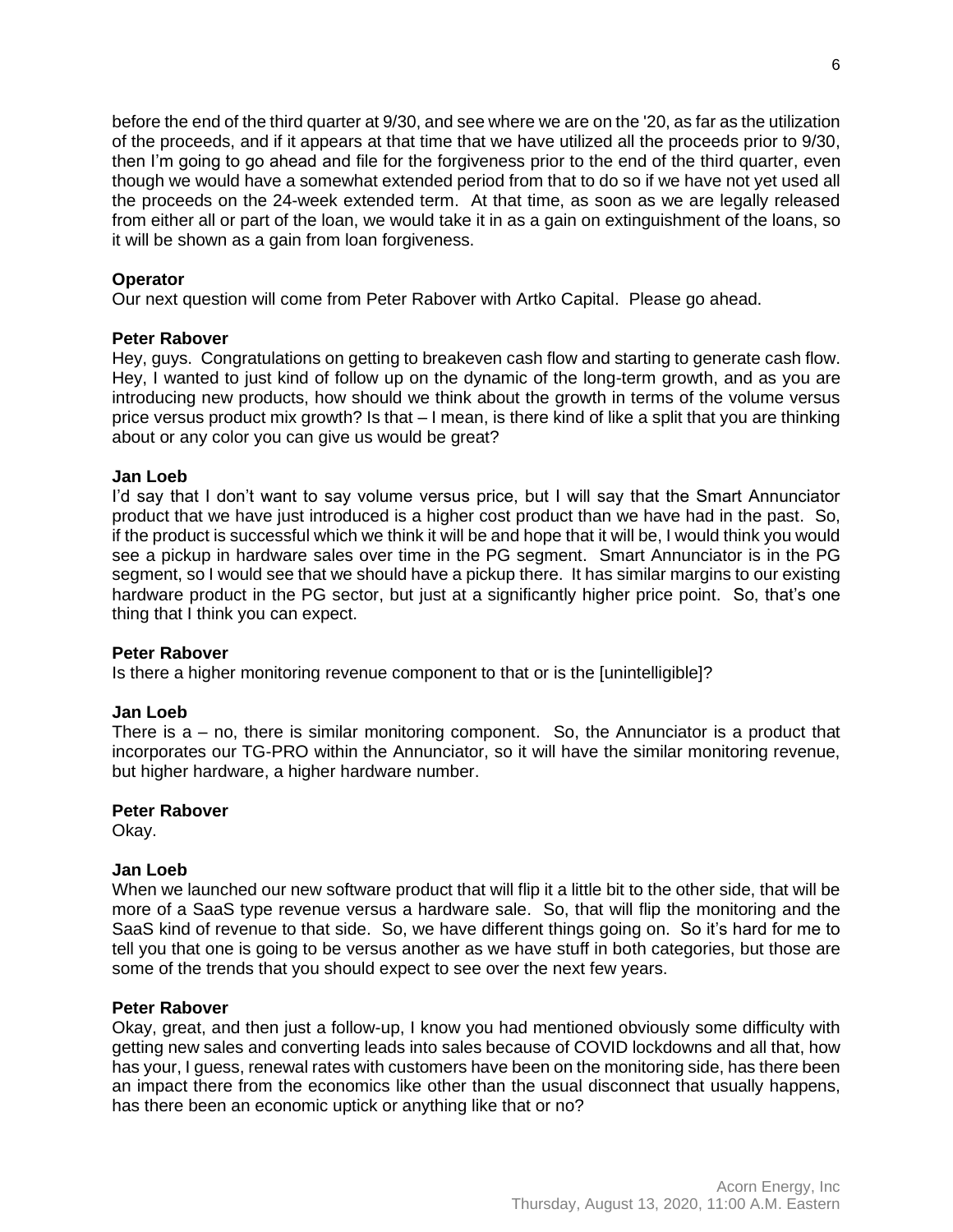before the end of the third quarter at 9/30, and see where we are on the '20, as far as the utilization of the proceeds, and if it appears at that time that we have utilized all the proceeds prior to 9/30, then I'm going to go ahead and file for the forgiveness prior to the end of the third quarter, even though we would have a somewhat extended period from that to do so if we have not yet used all the proceeds on the 24-week extended term. At that time, as soon as we are legally released from either all or part of the loan, we would take it in as a gain on extinguishment of the loans, so it will be shown as a gain from loan forgiveness.

**Operator**
Our next question will come from Peter Rabover with Artko Capital. Please go ahead.

**Peter Rabover**
Hey, guys. Congratulations on getting to breakeven cash flow and starting to generate cash flow. Hey, I wanted to just kind of follow up on the dynamic of the long-term growth, and as you are introducing new products, how should we think about the growth in terms of the volume versus price versus product mix growth? Is that – I mean, is there kind of like a split that you are thinking about or any color you can give us would be great?

**Jan Loeb**
I'd say that I don't want to say volume versus price, but I will say that the Smart Annunciator product that we have just introduced is a higher cost product than we have had in the past. So, if the product is successful which we think it will be and hope that it will be, I would think you would see a pickup in hardware sales over time in the PG segment. Smart Annunciator is in the PG segment, so I would see that we should have a pickup there. It has similar margins to our existing hardware product in the PG sector, but just at a significantly higher price point. So, that's one thing that I think you can expect.

**Peter Rabover**
Is there a higher monitoring revenue component to that or is the [unintelligible]?

**Jan Loeb**
There is a – no, there is similar monitoring component. So, the Annunciator is a product that incorporates our TG-PRO within the Annunciator, so it will have the similar monitoring revenue, but higher hardware, a higher hardware number.

**Peter Rabover**
Okay.

**Jan Loeb**
When we launched our new software product that will flip it a little bit to the other side, that will be more of a SaaS type revenue versus a hardware sale. So, that will flip the monitoring and the SaaS kind of revenue to that side. So, we have different things going on. So it's hard for me to tell you that one is going to be versus another as we have stuff in both categories, but those are some of the trends that you should expect to see over the next few years.

**Peter Rabover**
Okay, great, and then just a follow-up, I know you had mentioned obviously some difficulty with getting new sales and converting leads into sales because of COVID lockdowns and all that, how has your, I guess, renewal rates with customers have been on the monitoring side, has there been an impact there from the economics like other than the usual disconnect that usually happens, has there been an economic uptick or anything like that or no?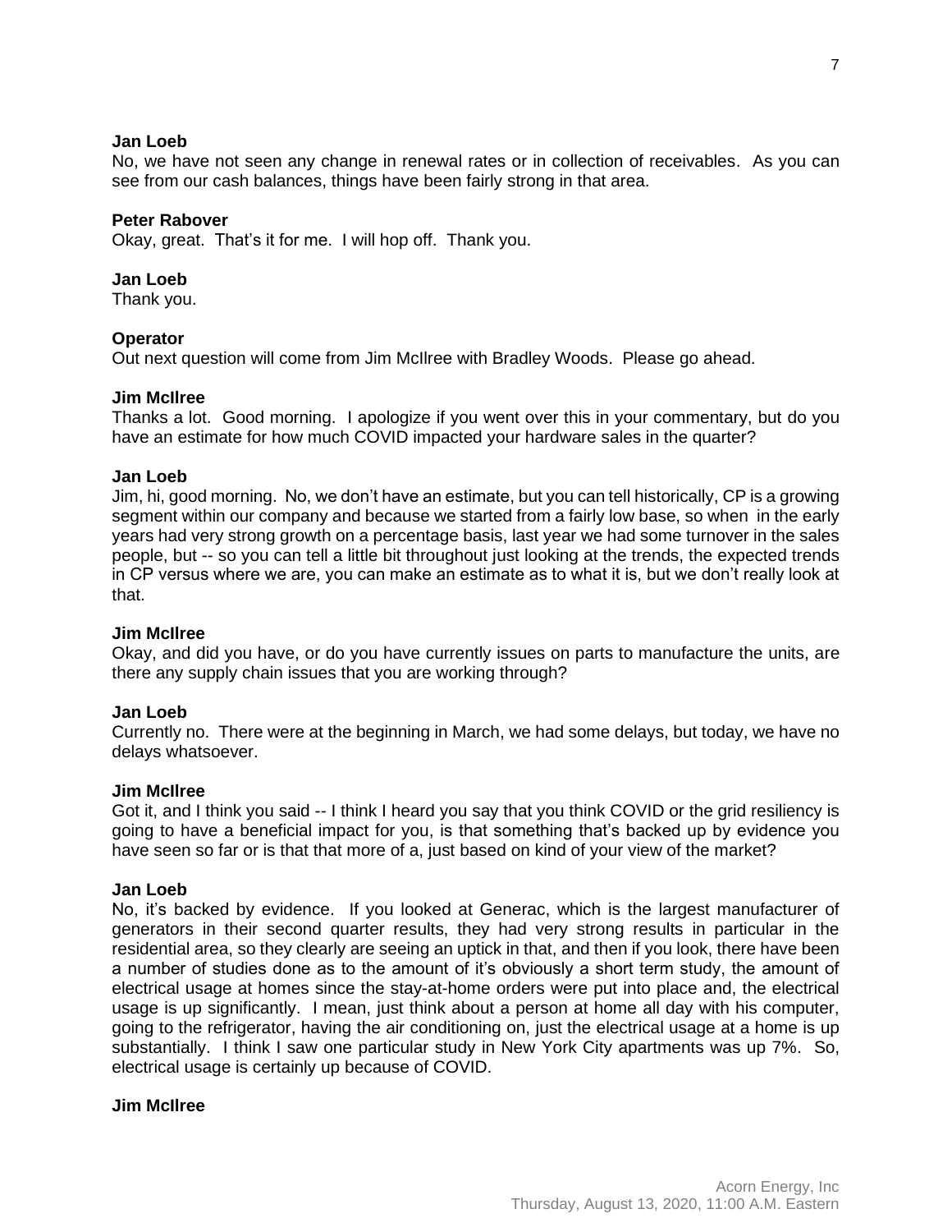**Jan Loeb**
No, we have not seen any change in renewal rates or in collection of receivables. As you can see from our cash balances, things have been fairly strong in that area.

**Peter Rabover**
Okay, great. That's it for me. I will hop off. Thank you.

**Jan Loeb**
Thank you.

**Operator**
Out next question will come from Jim McIlree with Bradley Woods. Please go ahead.

**Jim McIlree**
Thanks a lot. Good morning. I apologize if you went over this in your commentary, but do you have an estimate for how much COVID impacted your hardware sales in the quarter?

**Jan Loeb**
Jim, hi, good morning. No, we don't have an estimate, but you can tell historically, CP is a growing segment within our company and because we started from a fairly low base, so when in the early years had very strong growth on a percentage basis, last year we had some turnover in the sales people, but -- so you can tell a little bit throughout just looking at the trends, the expected trends in CP versus where we are, you can make an estimate as to what it is, but we don't really look at that.

**Jim McIlree**
Okay, and did you have, or do you have currently issues on parts to manufacture the units, are there any supply chain issues that you are working through?

**Jan Loeb**
Currently no. There were at the beginning in March, we had some delays, but today, we have no delays whatsoever.

**Jim McIlree**
Got it, and I think you said -- I think I heard you say that you think COVID or the grid resiliency is going to have a beneficial impact for you, is that something that's backed up by evidence you have seen so far or is that that more of a, just based on kind of your view of the market?

**Jan Loeb**
No, it's backed by evidence. If you looked at Generac, which is the largest manufacturer of generators in their second quarter results, they had very strong results in particular in the residential area, so they clearly are seeing an uptick in that, and then if you look, there have been a number of studies done as to the amount of it's obviously a short term study, the amount of electrical usage at homes since the stay-at-home orders were put into place and, the electrical usage is up significantly. I mean, just think about a person at home all day with his computer, going to the refrigerator, having the air conditioning on, just the electrical usage at a home is up substantially. I think I saw one particular study in New York City apartments was up 7%. So, electrical usage is certainly up because of COVID.

**Jim McIlree**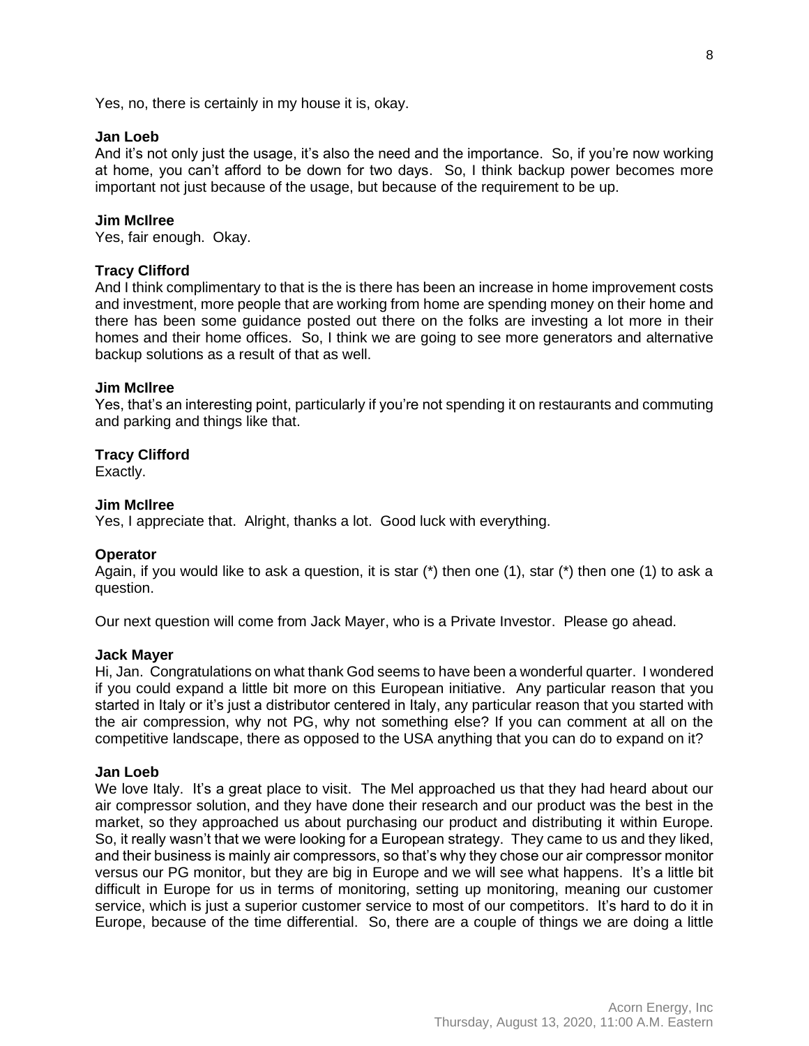Yes, no, there is certainly in my house it is, okay.

**Jan Loeb**
And it's not only just the usage, it's also the need and the importance. So, if you're now working at home, you can't afford to be down for two days. So, I think backup power becomes more important not just because of the usage, but because of the requirement to be up.

**Jim McIlree**
Yes, fair enough. Okay.

**Tracy Clifford**
And I think complimentary to that is the is there has been an increase in home improvement costs and investment, more people that are working from home are spending money on their home and there has been some guidance posted out there on the folks are investing a lot more in their homes and their home offices. So, I think we are going to see more generators and alternative backup solutions as a result of that as well.

**Jim McIlree**
Yes, that's an interesting point, particularly if you're not spending it on restaurants and commuting and parking and things like that.

**Tracy Clifford**
Exactly.

**Jim McIlree**
Yes, I appreciate that. Alright, thanks a lot. Good luck with everything.

**Operator**
Again, if you would like to ask a question, it is star (*) then one (1), star (*) then one (1) to ask a question.

Our next question will come from Jack Mayer, who is a Private Investor. Please go ahead.

**Jack Mayer**
Hi, Jan. Congratulations on what thank God seems to have been a wonderful quarter. I wondered if you could expand a little bit more on this European initiative. Any particular reason that you started in Italy or it's just a distributor centered in Italy, any particular reason that you started with the air compression, why not PG, why not something else? If you can comment at all on the competitive landscape, there as opposed to the USA anything that you can do to expand on it?

**Jan Loeb**
We love Italy. It's a great place to visit. The Mel approached us that they had heard about our air compressor solution, and they have done their research and our product was the best in the market, so they approached us about purchasing our product and distributing it within Europe. So, it really wasn't that we were looking for a European strategy. They came to us and they liked, and their business is mainly air compressors, so that's why they chose our air compressor monitor versus our PG monitor, but they are big in Europe and we will see what happens. It's a little bit difficult in Europe for us in terms of monitoring, setting up monitoring, meaning our customer service, which is just a superior customer service to most of our competitors. It's hard to do it in Europe, because of the time differential. So, there are a couple of things we are doing a little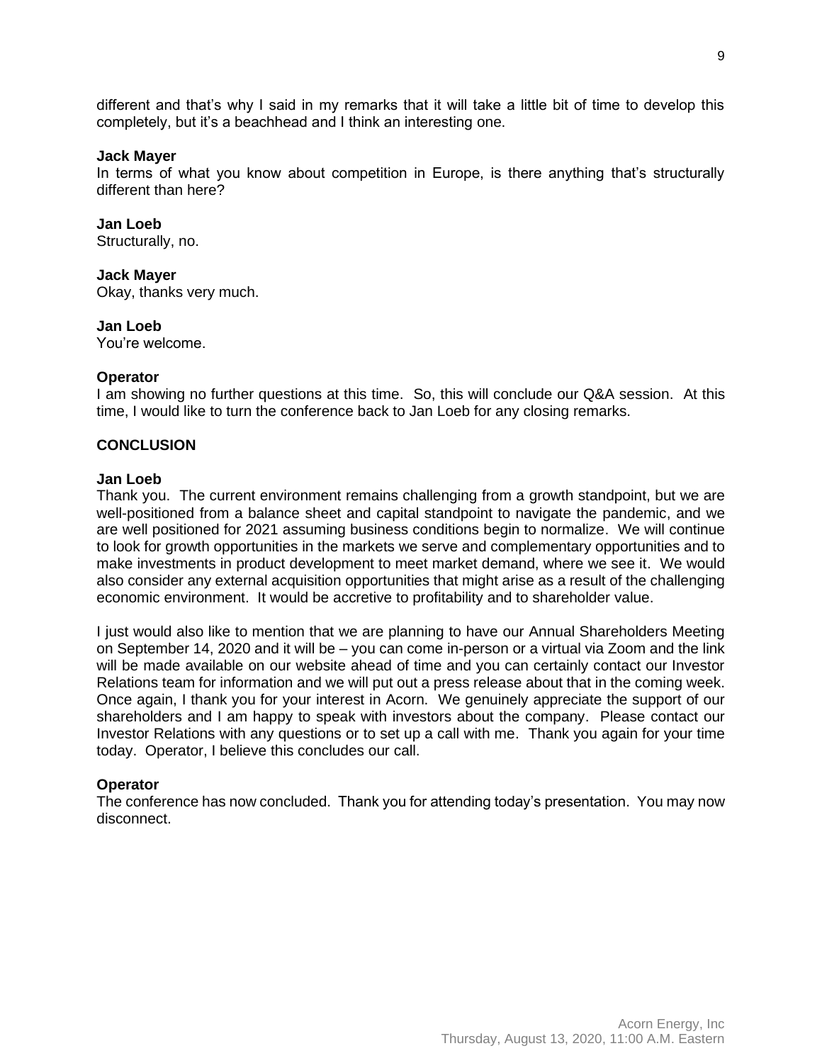different and that's why I said in my remarks that it will take a little bit of time to develop this completely, but it's a beachhead and I think an interesting one.

**Jack Mayer**
In terms of what you know about competition in Europe, is there anything that's structurally different than here?

**Jan Loeb**
Structurally, no.

**Jack Mayer**
Okay, thanks very much.

**Jan Loeb**
You're welcome.

**Operator**
I am showing no further questions at this time. So, this will conclude our Q&A session. At this time, I would like to turn the conference back to Jan Loeb for any closing remarks.

**CONCLUSION**

**Jan Loeb**
Thank you. The current environment remains challenging from a growth standpoint, but we are well-positioned from a balance sheet and capital standpoint to navigate the pandemic, and we are well positioned for 2021 assuming business conditions begin to normalize. We will continue to look for growth opportunities in the markets we serve and complementary opportunities and to make investments in product development to meet market demand, where we see it. We would also consider any external acquisition opportunities that might arise as a result of the challenging economic environment. It would be accretive to profitability and to shareholder value.

I just would also like to mention that we are planning to have our Annual Shareholders Meeting on September 14, 2020 and it will be – you can come in-person or a virtual via Zoom and the link will be made available on our website ahead of time and you can certainly contact our Investor Relations team for information and we will put out a press release about that in the coming week. Once again, I thank you for your interest in Acorn. We genuinely appreciate the support of our shareholders and I am happy to speak with investors about the company. Please contact our Investor Relations with any questions or to set up a call with me. Thank you again for your time today. Operator, I believe this concludes our call.

**Operator**
The conference has now concluded. Thank you for attending today's presentation. You may now disconnect.